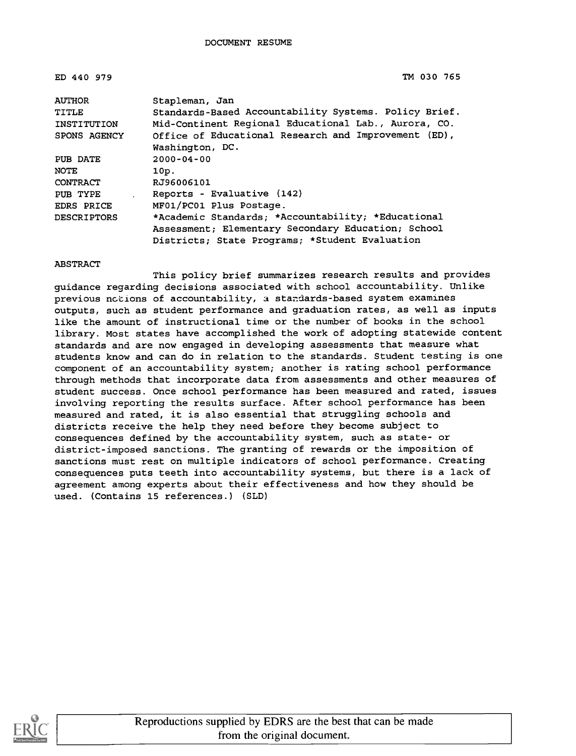DOCUMENT RESUME

ED 440 979 TM 030 765

| | |
|---|---|
| AUTHOR | Stapleman, Jan |
| TITLE | Standards-Based Accountability Systems. Policy Brief. |
| INSTITUTION | Mid-Continent Regional Educational Lab., Aurora, CO. |
| SPONS AGENCY | Office of Educational Research and Improvement (ED), Washington, DC. |
| PUB DATE | 2000-04-00 |
| NOTE | 10p. |
| CONTRACT | RJ96006101 |
| PUB TYPE | Reports - Evaluative (142) |
| EDRS PRICE | MF01/PC01 Plus Postage. |
| DESCRIPTORS | *Academic Standards; *Accountability; *Educational Assessment; Elementary Secondary Education; School Districts; State Programs; *Student Evaluation |

ABSTRACT

This policy brief summarizes research results and provides guidance regarding decisions associated with school accountability. Unlike previous notions of accountability, a standards-based system examines outputs, such as student performance and graduation rates, as well as inputs like the amount of instructional time or the number of books in the school library. Most states have accomplished the work of adopting statewide content standards and are now engaged in developing assessments that measure what students know and can do in relation to the standards. Student testing is one component of an accountability system; another is rating school performance through methods that incorporate data from assessments and other measures of student success. Once school performance has been measured and rated, issues involving reporting the results surface. After school performance has been measured and rated, it is also essential that struggling schools and districts receive the help they need before they become subject to consequences defined by the accountability system, such as state- or district-imposed sanctions. The granting of rewards or the imposition of sanctions must rest on multiple indicators of school performance. Creating consequences puts teeth into accountability systems, but there is a lack of agreement among experts about their effectiveness and how they should be used. (Contains 15 references.) (SLD)

Reproductions supplied by EDRS are the best that can be made from the original document.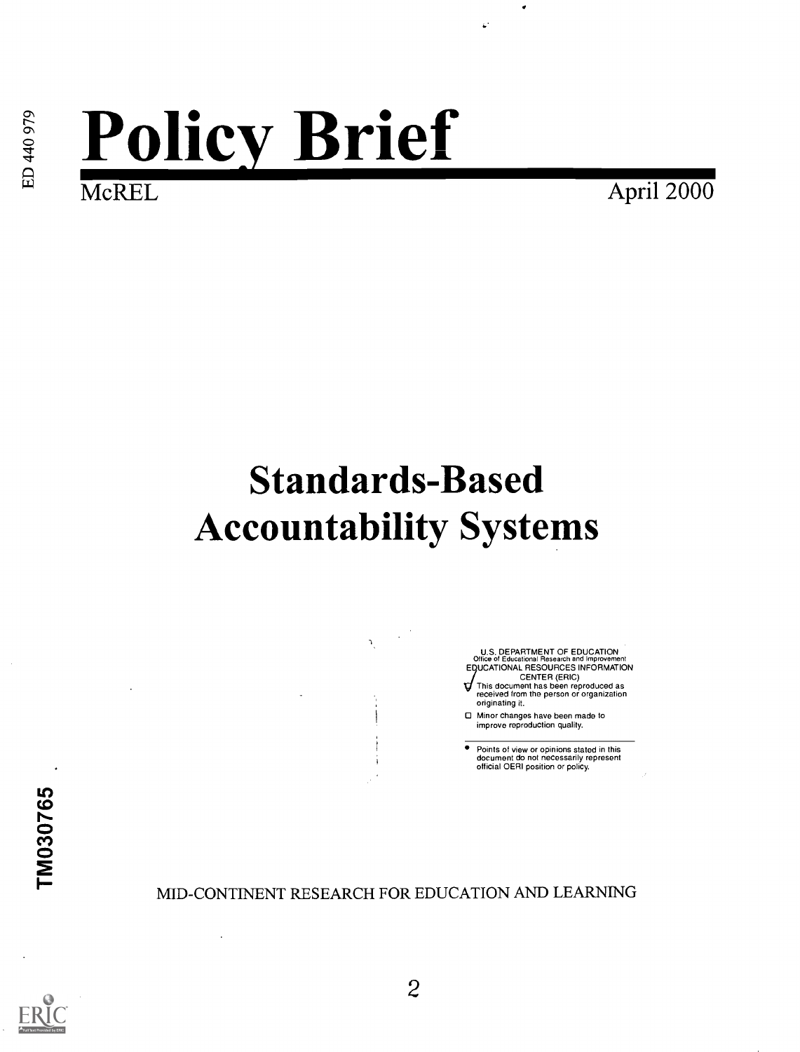# Policy Brief

McREL

April 2000

# Standards-Based Accountability Systems

U.S. DEPARTMENT OF EDUCATION
Office of Educational Research and Improvement
EDUCATIONAL RESOURCES INFORMATION CENTER (ERIC)

- This document has been reproduced as received from the person or organization originating it.
- Minor changes have been made to improve reproduction quality.

- Points of view or opinions stated in this document do not necessarily represent official OERI position or policy.

MID-CONTINENT RESEARCH FOR EDUCATION AND LEARNING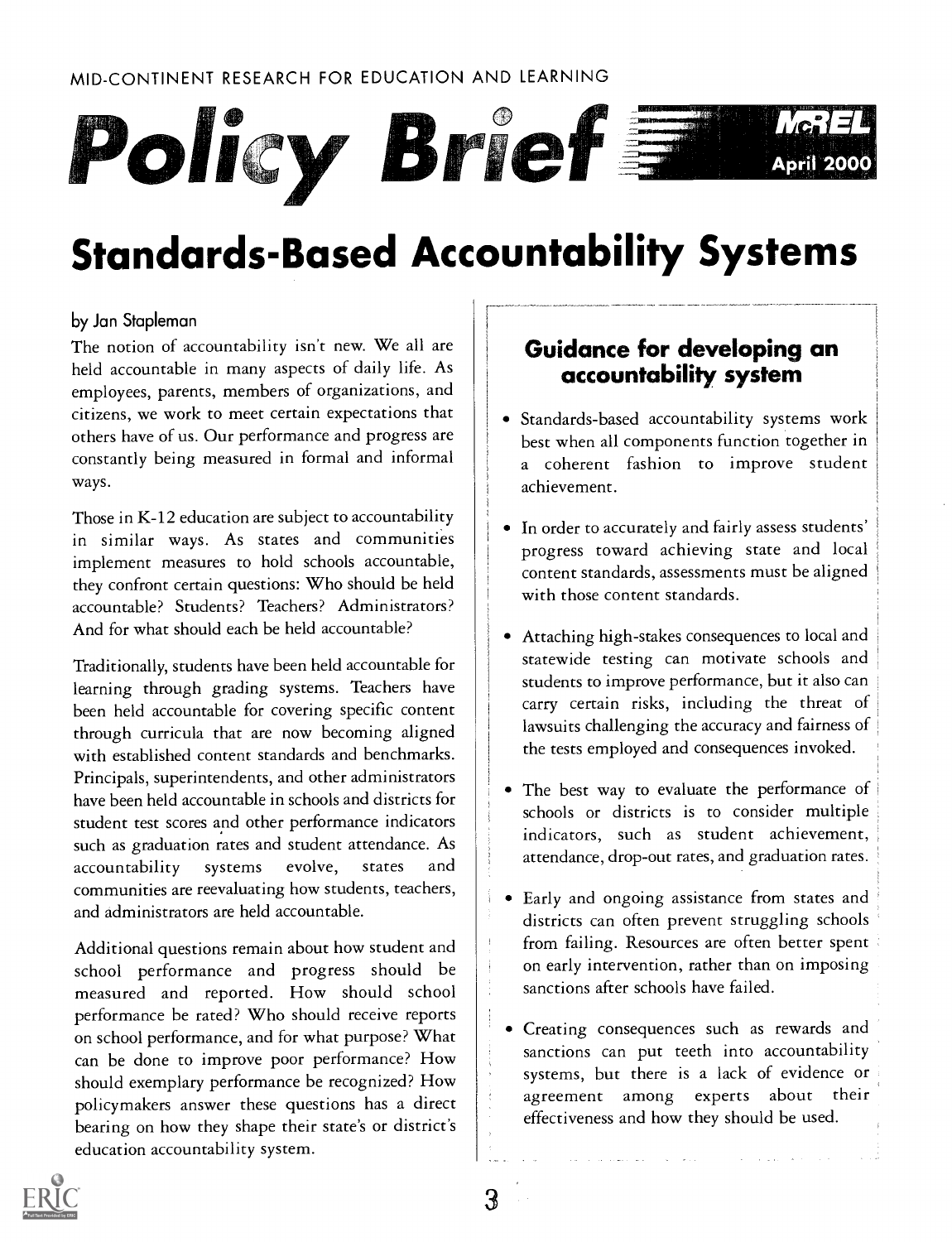MID-CONTINENT RESEARCH FOR EDUCATION AND LEARNING

# Policy Brief

McREL April 2000

# Standards-Based Accountability Systems

by Jan Stapleman

The notion of accountability isn't new. We all are held accountable in many aspects of daily life. As employees, parents, members of organizations, and citizens, we work to meet certain expectations that others have of us. Our performance and progress are constantly being measured in formal and informal ways.

Those in K-12 education are subject to accountability in similar ways. As states and communities implement measures to hold schools accountable, they confront certain questions: Who should be held accountable? Students? Teachers? Administrators? And for what should each be held accountable?

Traditionally, students have been held accountable for learning through grading systems. Teachers have been held accountable for covering specific content through curricula that are now becoming aligned with established content standards and benchmarks. Principals, superintendents, and other administrators have been held accountable in schools and districts for student test scores and other performance indicators such as graduation rates and student attendance. As accountability systems evolve, states and communities are reevaluating how students, teachers, and administrators are held accountable.

Additional questions remain about how student and school performance and progress should be measured and reported. How should school performance be rated? Who should receive reports on school performance, and for what purpose? What can be done to improve poor performance? How should exemplary performance be recognized? How policymakers answer these questions has a direct bearing on how they shape their state's or district's education accountability system.

## Guidance for developing an accountability system

- Standards-based accountability systems work best when all components function together in a coherent fashion to improve student achievement.
- In order to accurately and fairly assess students' progress toward achieving state and local content standards, assessments must be aligned with those content standards.
- Attaching high-stakes consequences to local and statewide testing can motivate schools and students to improve performance, but it also can carry certain risks, including the threat of lawsuits challenging the accuracy and fairness of the tests employed and consequences invoked.
- The best way to evaluate the performance of schools or districts is to consider multiple indicators, such as student achievement, attendance, drop-out rates, and graduation rates.
- Early and ongoing assistance from states and districts can often prevent struggling schools from failing. Resources are often better spent on early intervention, rather than on imposing sanctions after schools have failed.
- Creating consequences such as rewards and sanctions can put teeth into accountability systems, but there is a lack of evidence or agreement among experts about their effectiveness and how they should be used.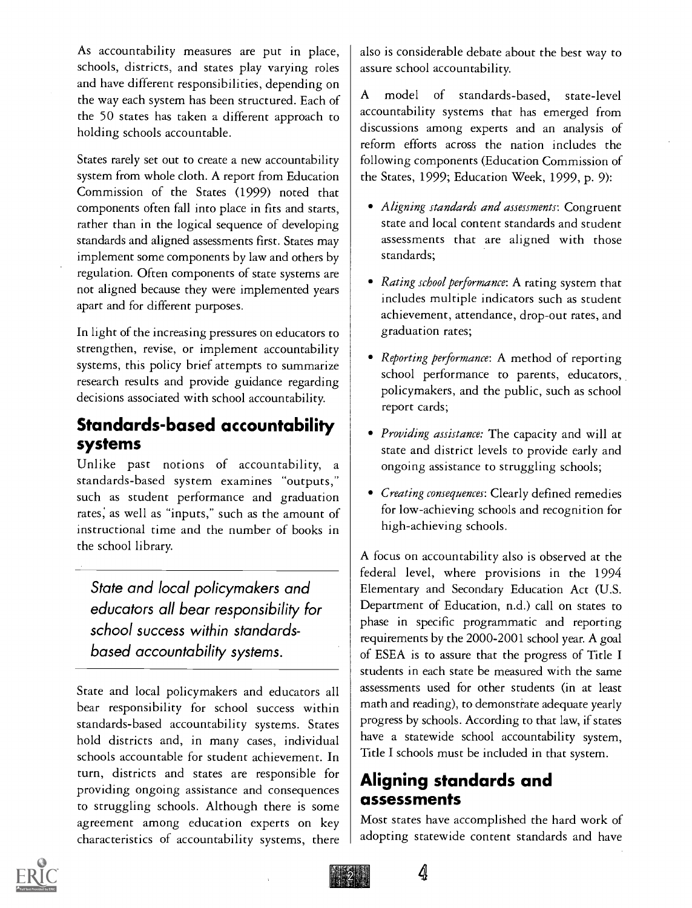As accountability measures are put in place, schools, districts, and states play varying roles and have different responsibilities, depending on the way each system has been structured. Each of the 50 states has taken a different approach to holding schools accountable.

States rarely set out to create a new accountability system from whole cloth. A report from Education Commission of the States (1999) noted that components often fall into place in fits and starts, rather than in the logical sequence of developing standards and aligned assessments first. States may implement some components by law and others by regulation. Often components of state systems are not aligned because they were implemented years apart and for different purposes.

In light of the increasing pressures on educators to strengthen, revise, or implement accountability systems, this policy brief attempts to summarize research results and provide guidance regarding decisions associated with school accountability.

## Standards-based accountability systems

Unlike past notions of accountability, a standards-based system examines "outputs," such as student performance and graduation rates, as well as "inputs," such as the amount of instructional time and the number of books in the school library.

*State and local policymakers and educators all bear responsibility for school success within standards-based accountability systems.*

State and local policymakers and educators all bear responsibility for school success within standards-based accountability systems. States hold districts and, in many cases, individual schools accountable for student achievement. In turn, districts and states are responsible for providing ongoing assistance and consequences to struggling schools. Although there is some agreement among education experts on key characteristics of accountability systems, there also is considerable debate about the best way to assure school accountability.

A model of standards-based, state-level accountability systems that has emerged from discussions among experts and an analysis of reform efforts across the nation includes the following components (Education Commission of the States, 1999; Education Week, 1999, p. 9):

- *Aligning standards and assessments*: Congruent state and local content standards and student assessments that are aligned with those standards;
- *Rating school performance*: A rating system that includes multiple indicators such as student achievement, attendance, drop-out rates, and graduation rates;
- *Reporting performance*: A method of reporting school performance to parents, educators, policymakers, and the public, such as school report cards;
- *Providing assistance:* The capacity and will at state and district levels to provide early and ongoing assistance to struggling schools;
- *Creating consequences*: Clearly defined remedies for low-achieving schools and recognition for high-achieving schools.

A focus on accountability also is observed at the federal level, where provisions in the 1994 Elementary and Secondary Education Act (U.S. Department of Education, n.d.) call on states to phase in specific programmatic and reporting requirements by the 2000-2001 school year. A goal of ESEA is to assure that the progress of Title I students in each state be measured with the same assessments used for other students (in at least math and reading), to demonstrate adequate yearly progress by schools. According to that law, if states have a statewide school accountability system, Title I schools must be included in that system.

## Aligning standards and assessments

Most states have accomplished the hard work of adopting statewide content standards and have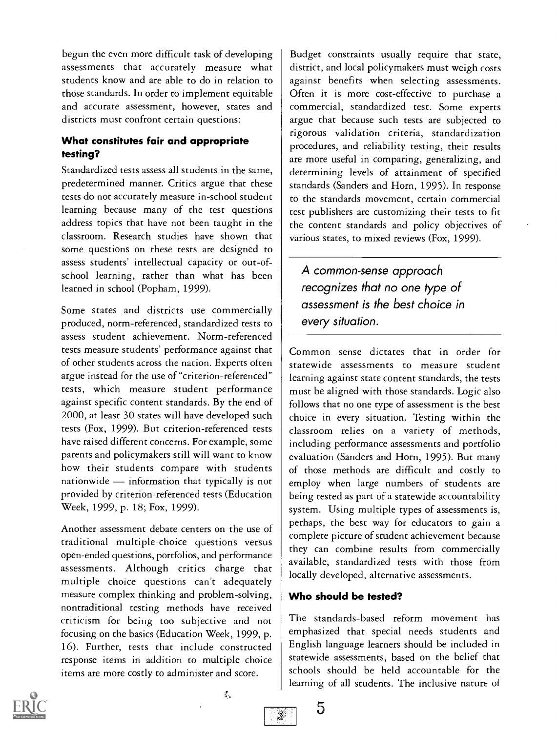begun the even more difficult task of developing assessments that accurately measure what students know and are able to do in relation to those standards. In order to implement equitable and accurate assessment, however, states and districts must confront certain questions:

### What constitutes fair and appropriate testing?

Standardized tests assess all students in the same, predetermined manner. Critics argue that these tests do not accurately measure in-school student learning because many of the test questions address topics that have not been taught in the classroom. Research studies have shown that some questions on these tests are designed to assess students' intellectual capacity or out-of-school learning, rather than what has been learned in school (Popham, 1999).

Some states and districts use commercially produced, norm-referenced, standardized tests to assess student achievement. Norm-referenced tests measure students' performance against that of other students across the nation. Experts often argue instead for the use of "criterion-referenced" tests, which measure student performance against specific content standards. By the end of 2000, at least 30 states will have developed such tests (Fox, 1999). But criterion-referenced tests have raised different concerns. For example, some parents and policymakers still will want to know how their students compare with students nationwide — information that typically is not provided by criterion-referenced tests (Education Week, 1999, p. 18; Fox, 1999).

Another assessment debate centers on the use of traditional multiple-choice questions versus open-ended questions, portfolios, and performance assessments. Although critics charge that multiple choice questions can't adequately measure complex thinking and problem-solving, nontraditional testing methods have received criticism for being too subjective and not focusing on the basics (Education Week, 1999, p. 16). Further, tests that include constructed response items in addition to multiple choice items are more costly to administer and score.

Budget constraints usually require that state, district, and local policymakers must weigh costs against benefits when selecting assessments. Often it is more cost-effective to purchase a commercial, standardized test. Some experts argue that because such tests are subjected to rigorous validation criteria, standardization procedures, and reliability testing, their results are more useful in comparing, generalizing, and determining levels of attainment of specified standards (Sanders and Horn, 1995). In response to the standards movement, certain commercial test publishers are customizing their tests to fit the content standards and policy objectives of various states, to mixed reviews (Fox, 1999).

*A common-sense approach recognizes that no one type of assessment is the best choice in every situation.*

Common sense dictates that in order for statewide assessments to measure student learning against state content standards, the tests must be aligned with those standards. Logic also follows that no one type of assessment is the best choice in every situation. Testing within the classroom relies on a variety of methods, including performance assessments and portfolio evaluation (Sanders and Horn, 1995). But many of those methods are difficult and costly to employ when large numbers of students are being tested as part of a statewide accountability system. Using multiple types of assessments is, perhaps, the best way for educators to gain a complete picture of student achievement because they can combine results from commercially available, standardized tests with those from locally developed, alternative assessments.

### Who should be tested?

The standards-based reform movement has emphasized that special needs students and English language learners should be included in statewide assessments, based on the belief that schools should be held accountable for the learning of all students. The inclusive nature of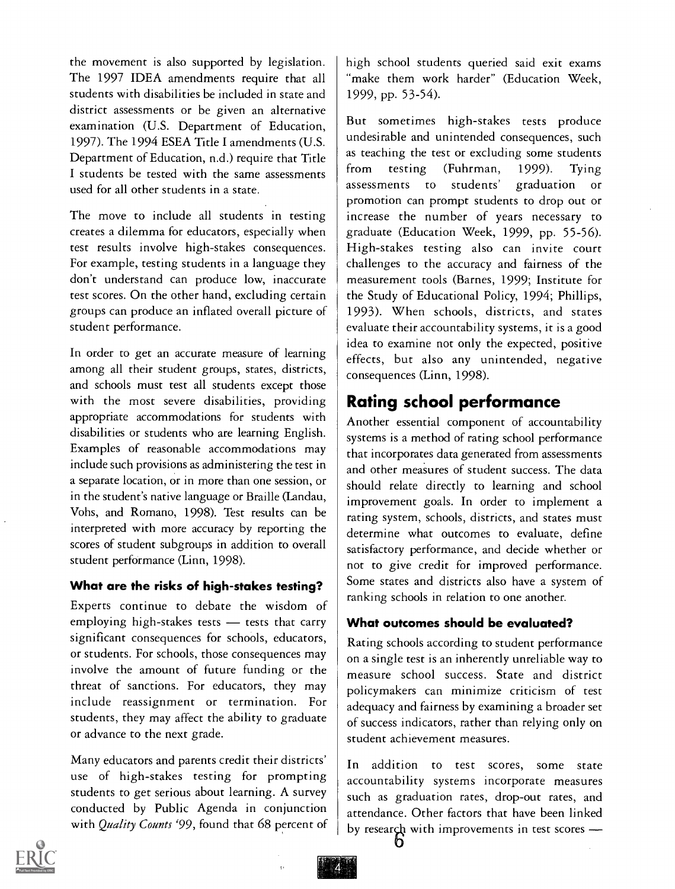the movement is also supported by legislation. The 1997 IDEA amendments require that all students with disabilities be included in state and district assessments or be given an alternative examination (U.S. Department of Education, 1997). The 1994 ESEA Title I amendments (U.S. Department of Education, n.d.) require that Title I students be tested with the same assessments used for all other students in a state.

The move to include all students in testing creates a dilemma for educators, especially when test results involve high-stakes consequences. For example, testing students in a language they don't understand can produce low, inaccurate test scores. On the other hand, excluding certain groups can produce an inflated overall picture of student performance.

In order to get an accurate measure of learning among all their student groups, states, districts, and schools must test all students except those with the most severe disabilities, providing appropriate accommodations for students with disabilities or students who are learning English. Examples of reasonable accommodations may include such provisions as administering the test in a separate location, or in more than one session, or in the student's native language or Braille (Landau, Vohs, and Romano, 1998). Test results can be interpreted with more accuracy by reporting the scores of student subgroups in addition to overall student performance (Linn, 1998).

### What are the risks of high-stakes testing?

Experts continue to debate the wisdom of employing high-stakes tests — tests that carry significant consequences for schools, educators, or students. For schools, those consequences may involve the amount of future funding or the threat of sanctions. For educators, they may include reassignment or termination. For students, they may affect the ability to graduate or advance to the next grade.

Many educators and parents credit their districts' use of high-stakes testing for prompting students to get serious about learning. A survey conducted by Public Agenda in conjunction with *Quality Counts '99*, found that 68 percent of high school students queried said exit exams "make them work harder" (Education Week, 1999, pp. 53-54).

But sometimes high-stakes tests produce undesirable and unintended consequences, such as teaching the test or excluding some students from testing (Fuhrman, 1999). Tying assessments to students' graduation or promotion can prompt students to drop out or increase the number of years necessary to graduate (Education Week, 1999, pp. 55-56). High-stakes testing also can invite court challenges to the accuracy and fairness of the measurement tools (Barnes, 1999; Institute for the Study of Educational Policy, 1994; Phillips, 1993). When schools, districts, and states evaluate their accountability systems, it is a good idea to examine not only the expected, positive effects, but also any unintended, negative consequences (Linn, 1998).

## Rating school performance

Another essential component of accountability systems is a method of rating school performance that incorporates data generated from assessments and other measures of student success. The data should relate directly to learning and school improvement goals. In order to implement a rating system, schools, districts, and states must determine what outcomes to evaluate, define satisfactory performance, and decide whether or not to give credit for improved performance. Some states and districts also have a system of ranking schools in relation to one another.

### What outcomes should be evaluated?

Rating schools according to student performance on a single test is an inherently unreliable way to measure school success. State and district policymakers can minimize criticism of test adequacy and fairness by examining a broader set of success indicators, rather than relying only on student achievement measures.

In addition to test scores, some state accountability systems incorporate measures such as graduation rates, drop-out rates, and attendance. Other factors that have been linked by research with improvements in test scores —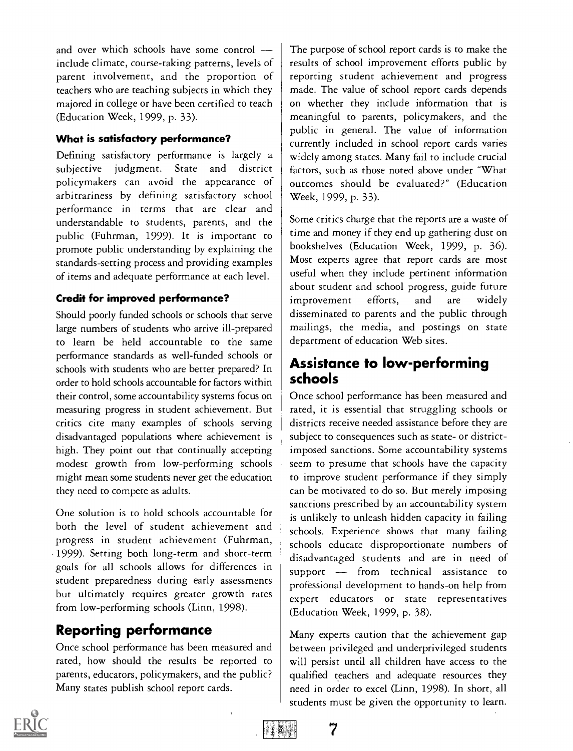and over which schools have some control — include climate, course-taking patterns, levels of parent involvement, and the proportion of teachers who are teaching subjects in which they majored in college or have been certified to teach (Education Week, 1999, p. 33).

### What is satisfactory performance?

Defining satisfactory performance is largely a subjective judgment. State and district policymakers can avoid the appearance of arbitrariness by defining satisfactory school performance in terms that are clear and understandable to students, parents, and the public (Fuhrman, 1999). It is important to promote public understanding by explaining the standards-setting process and providing examples of items and adequate performance at each level.

### Credit for improved performance?

Should poorly funded schools or schools that serve large numbers of students who arrive ill-prepared to learn be held accountable to the same performance standards as well-funded schools or schools with students who are better prepared? In order to hold schools accountable for factors within their control, some accountability systems focus on measuring progress in student achievement. But critics cite many examples of schools serving disadvantaged populations where achievement is high. They point out that continually accepting modest growth from low-performing schools might mean some students never get the education they need to compete as adults.

One solution is to hold schools accountable for both the level of student achievement and progress in student achievement (Fuhrman, 1999). Setting both long-term and short-term goals for all schools allows for differences in student preparedness during early assessments but ultimately requires greater growth rates from low-performing schools (Linn, 1998).

## Reporting performance

Once school performance has been measured and rated, how should the results be reported to parents, educators, policymakers, and the public? Many states publish school report cards.

The purpose of school report cards is to make the results of school improvement efforts public by reporting student achievement and progress made. The value of school report cards depends on whether they include information that is meaningful to parents, policymakers, and the public in general. The value of information currently included in school report cards varies widely among states. Many fail to include crucial factors, such as those noted above under "What outcomes should be evaluated?" (Education Week, 1999, p. 33).

Some critics charge that the reports are a waste of time and money if they end up gathering dust on bookshelves (Education Week, 1999, p. 36). Most experts agree that report cards are most useful when they include pertinent information about student and school progress, guide future improvement efforts, and are widely disseminated to parents and the public through mailings, the media, and postings on state department of education Web sites.

## Assistance to low-performing schools

Once school performance has been measured and rated, it is essential that struggling schools or districts receive needed assistance before they are subject to consequences such as state- or district-imposed sanctions. Some accountability systems seem to presume that schools have the capacity to improve student performance if they simply can be motivated to do so. But merely imposing sanctions prescribed by an accountability system is unlikely to unleash hidden capacity in failing schools. Experience shows that many failing schools educate disproportionate numbers of disadvantaged students and are in need of support — from technical assistance to professional development to hands-on help from expert educators or state representatives (Education Week, 1999, p. 38).

Many experts caution that the achievement gap between privileged and underprivileged students will persist until all children have access to the qualified teachers and adequate resources they need in order to excel (Linn, 1998). In short, all students must be given the opportunity to learn.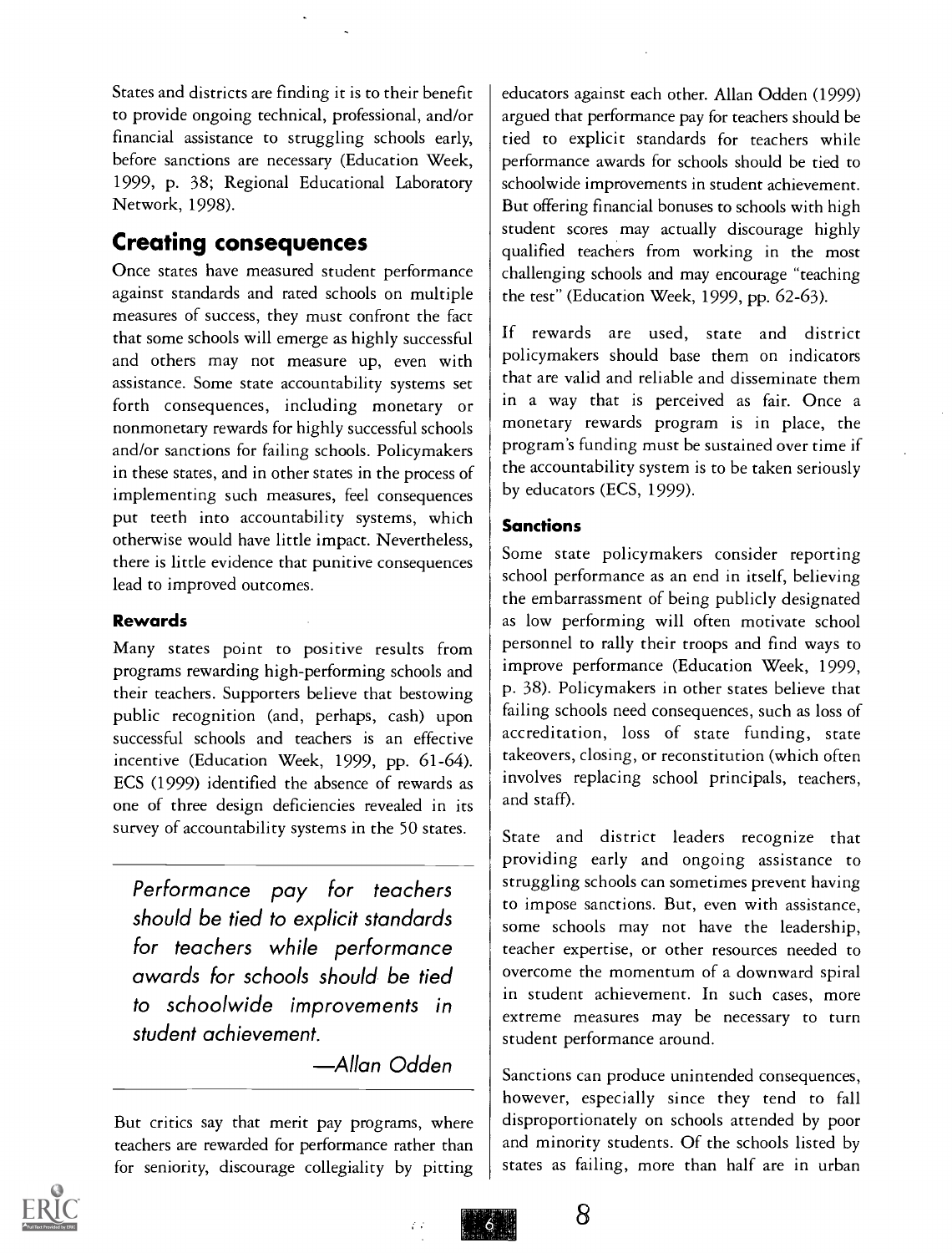States and districts are finding it is to their benefit to provide ongoing technical, professional, and/or financial assistance to struggling schools early, before sanctions are necessary (Education Week, 1999, p. 38; Regional Educational Laboratory Network, 1998).

## Creating consequences

Once states have measured student performance against standards and rated schools on multiple measures of success, they must confront the fact that some schools will emerge as highly successful and others may not measure up, even with assistance. Some state accountability systems set forth consequences, including monetary or nonmonetary rewards for highly successful schools and/or sanctions for failing schools. Policymakers in these states, and in other states in the process of implementing such measures, feel consequences put teeth into accountability systems, which otherwise would have little impact. Nevertheless, there is little evidence that punitive consequences lead to improved outcomes.

### Rewards

Many states point to positive results from programs rewarding high-performing schools and their teachers. Supporters believe that bestowing public recognition (and, perhaps, cash) upon successful schools and teachers is an effective incentive (Education Week, 1999, pp. 61-64). ECS (1999) identified the absence of rewards as one of three design deficiencies revealed in its survey of accountability systems in the 50 states.

> *Performance pay for teachers should be tied to explicit standards for teachers while performance awards for schools should be tied to schoolwide improvements in student achievement.*
>
> —Allan Odden

But critics say that merit pay programs, where teachers are rewarded for performance rather than for seniority, discourage collegiality by pitting educators against each other. Allan Odden (1999) argued that performance pay for teachers should be tied to explicit standards for teachers while performance awards for schools should be tied to schoolwide improvements in student achievement. But offering financial bonuses to schools with high student scores may actually discourage highly qualified teachers from working in the most challenging schools and may encourage "teaching the test" (Education Week, 1999, pp. 62-63).

If rewards are used, state and district policymakers should base them on indicators that are valid and reliable and disseminate them in a way that is perceived as fair. Once a monetary rewards program is in place, the program's funding must be sustained over time if the accountability system is to be taken seriously by educators (ECS, 1999).

### Sanctions

Some state policymakers consider reporting school performance as an end in itself, believing the embarrassment of being publicly designated as low performing will often motivate school personnel to rally their troops and find ways to improve performance (Education Week, 1999, p. 38). Policymakers in other states believe that failing schools need consequences, such as loss of accreditation, loss of state funding, state takeovers, closing, or reconstitution (which often involves replacing school principals, teachers, and staff).

State and district leaders recognize that providing early and ongoing assistance to struggling schools can sometimes prevent having to impose sanctions. But, even with assistance, some schools may not have the leadership, teacher expertise, or other resources needed to overcome the momentum of a downward spiral in student achievement. In such cases, more extreme measures may be necessary to turn student performance around.

Sanctions can produce unintended consequences, however, especially since they tend to fall disproportionately on schools attended by poor and minority students. Of the schools listed by states as failing, more than half are in urban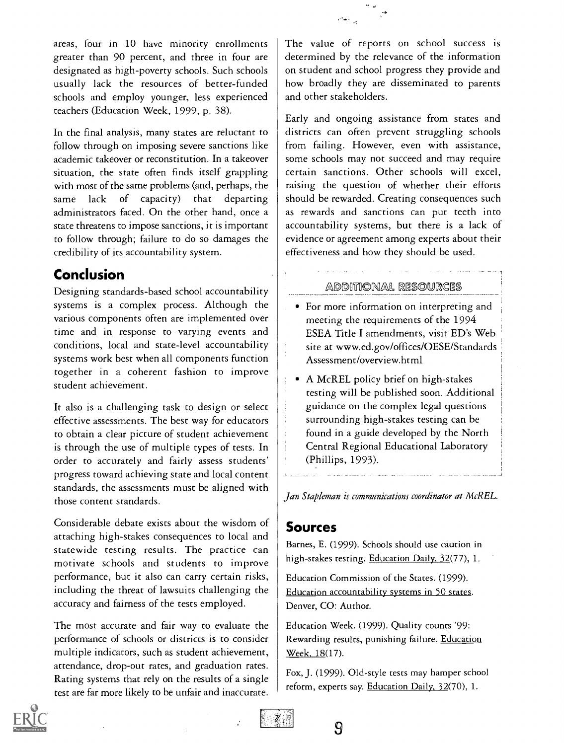areas, four in 10 have minority enrollments greater than 90 percent, and three in four are designated as high-poverty schools. Such schools usually lack the resources of better-funded schools and employ younger, less experienced teachers (Education Week, 1999, p. 38).

In the final analysis, many states are reluctant to follow through on imposing severe sanctions like academic takeover or reconstitution. In a takeover situation, the state often finds itself grappling with most of the same problems (and, perhaps, the same lack of capacity) that departing administrators faced. On the other hand, once a state threatens to impose sanctions, it is important to follow through; failure to do so damages the credibility of its accountability system.

## Conclusion

Designing standards-based school accountability systems is a complex process. Although the various components often are implemented over time and in response to varying events and conditions, local and state-level accountability systems work best when all components function together in a coherent fashion to improve student achievement.

It also is a challenging task to design or select effective assessments. The best way for educators to obtain a clear picture of student achievement is through the use of multiple types of tests. In order to accurately and fairly assess students' progress toward achieving state and local content standards, the assessments must be aligned with those content standards.

Considerable debate exists about the wisdom of attaching high-stakes consequences to local and statewide testing results. The practice can motivate schools and students to improve performance, but it also can carry certain risks, including the threat of lawsuits challenging the accuracy and fairness of the tests employed.

The most accurate and fair way to evaluate the performance of schools or districts is to consider multiple indicators, such as student achievement, attendance, drop-out rates, and graduation rates. Rating systems that rely on the results of a single test are far more likely to be unfair and inaccurate.

The value of reports on school success is determined by the relevance of the information on student and school progress they provide and how broadly they are disseminated to parents and other stakeholders.

Early and ongoing assistance from states and districts can often prevent struggling schools from failing. However, even with assistance, some schools may not succeed and may require certain sanctions. Other schools will excel, raising the question of whether their efforts should be rewarded. Creating consequences such as rewards and sanctions can put teeth into accountability systems, but there is a lack of evidence or agreement among experts about their effectiveness and how they should be used.

### ADDITIONAL RESOURCES

- For more information on interpreting and meeting the requirements of the 1994 ESEA Title I amendments, visit ED's Web site at www.ed.gov/offices/OESE/StandardsAssessment/overview.html
- A McREL policy brief on high-stakes testing will be published soon. Additional guidance on the complex legal questions surrounding high-stakes testing can be found in a guide developed by the North Central Regional Educational Laboratory (Phillips, 1993).

*Jan Stapleman is communications coordinator at McREL.*

## Sources

Barnes, E. (1999). Schools should use caution in high-stakes testing. Education Daily, 32(77), 1.

Education Commission of the States. (1999). Education accountability systems in 50 states. Denver, CO: Author.

Education Week. (1999). Quality counts '99: Rewarding results, punishing failure. Education Week, 18(17).

Fox, J. (1999). Old-style tests may hamper school reform, experts say. Education Daily, 32(70), 1.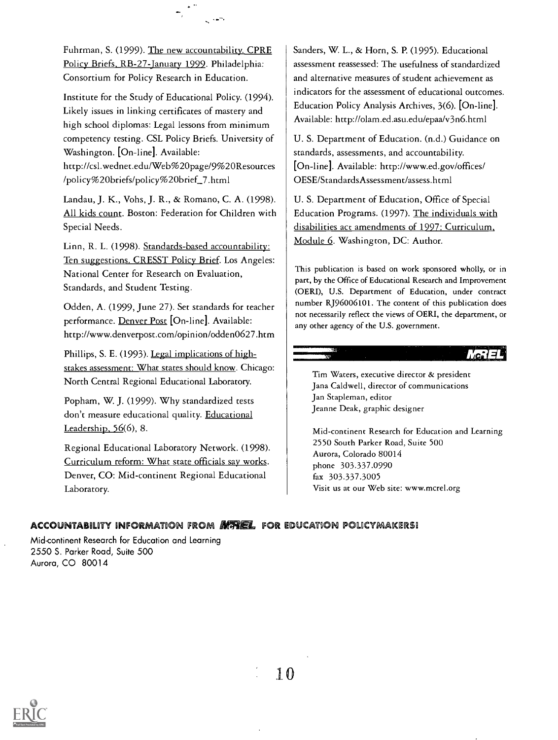Fuhrman, S. (1999). The new accountability. CPRE Policy Briefs, RB-27-January 1999. Philadelphia: Consortium for Policy Research in Education.

Institute for the Study of Educational Policy. (1994). Likely issues in linking certificates of mastery and high school diplomas: Legal lessons from minimum competency testing. CSL Policy Briefs. University of Washington. [On-line]. Available: http://csl.wednet.edu/Web%20page/9%20Resources/policy%20briefs/policy%20brief_7.html

Landau, J. K., Vohs, J. R., & Romano, C. A. (1998). All kids count. Boston: Federation for Children with Special Needs.

Linn, R. L. (1998). Standards-based accountability: Ten suggestions. CRESST Policy Brief. Los Angeles: National Center for Research on Evaluation, Standards, and Student Testing.

Odden, A. (1999, June 27). Set standards for teacher performance. Denver Post [On-line]. Available: http://www.denverpost.com/opinion/odden0627.htm

Phillips, S. E. (1993). Legal implications of high-stakes assessment: What states should know. Chicago: North Central Regional Educational Laboratory.

Popham, W. J. (1999). Why standardized tests don't measure educational quality. Educational Leadership, 56(6), 8.

Regional Educational Laboratory Network. (1998). Curriculum reform: What state officials say works. Denver, CO: Mid-continent Regional Educational Laboratory.

Sanders, W. L., & Horn, S. P. (1995). Educational assessment reassessed: The usefulness of standardized and alternative measures of student achievement as indicators for the assessment of educational outcomes. Education Policy Analysis Archives, 3(6). [On-line]. Available: http://olam.ed.asu.edu/epaa/v3n6.html

U. S. Department of Education. (n.d.) Guidance on standards, assessments, and accountability. [On-line]. Available: http://www.ed.gov/offices/OESE/StandardsAssessment/assess.html

U. S. Department of Education, Office of Special Education Programs. (1997). The individuals with disabilities act amendments of 1997: Curriculum, Module 6. Washington, DC: Author.

This publication is based on work sponsored wholly, or in part, by the Office of Educational Research and Improvement (OERI), U.S. Department of Education, under contract number RJ96006101. The content of this publication does not necessarily reflect the views of OERI, the department, or any other agency of the U.S. government.

McREL

Tim Waters, executive director & president
Jana Caldwell, director of communications
Jan Stapleman, editor
Jeanne Deak, graphic designer

Mid-continent Research for Education and Learning
2550 South Parker Road, Suite 500
Aurora, Colorado 80014
phone 303.337.0990
fax 303.337.3005
Visit us at our Web site: www.mcrel.org

**ACCOUNTABILITY INFORMATION FROM McREL FOR EDUCATION POLICYMAKERS!**

Mid-continent Research for Education and Learning
2550 S. Parker Road, Suite 500
Aurora, CO 80014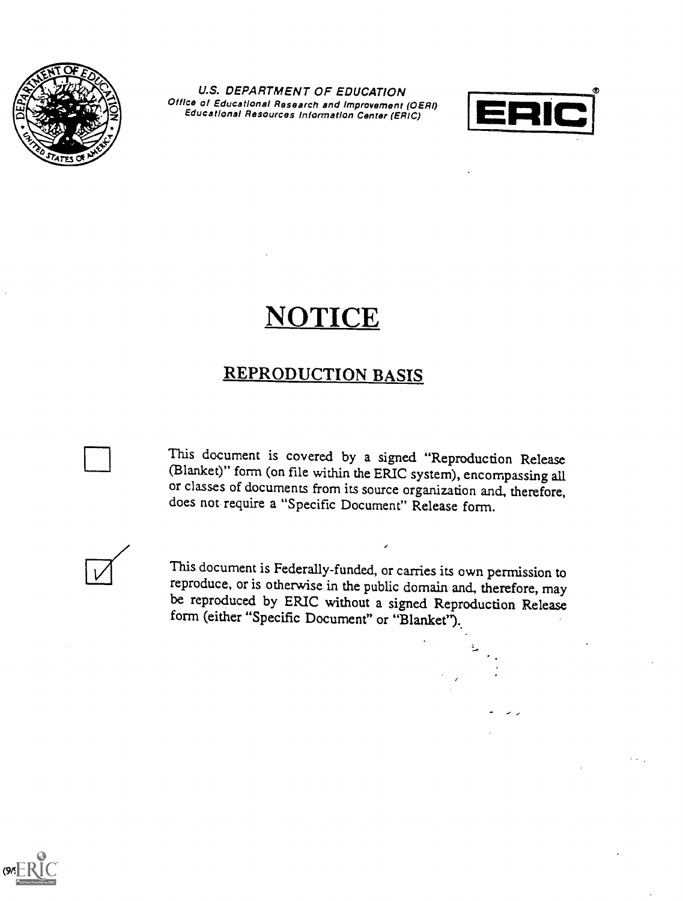U.S. DEPARTMENT OF EDUCATION
*Office of Educational Research and Improvement (OERI)*
*Educational Resources Information Center (ERIC)*

ERIC

# NOTICE

## REPRODUCTION BASIS

☐ This document is covered by a signed "Reproduction Release (Blanket)" form (on file within the ERIC system), encompassing all or classes of documents from its source organization and, therefore, does not require a "Specific Document" Release form.

☑ This document is Federally-funded, or carries its own permission to reproduce, or is otherwise in the public domain and, therefore, may be reproduced by ERIC without a signed Reproduction Release form (either "Specific Document" or "Blanket").